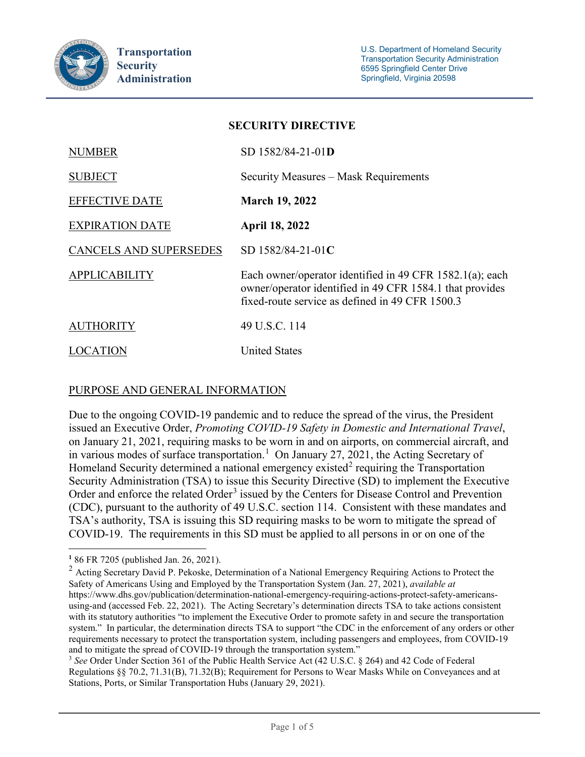**Transportation Security Administration**

U.S. Department of Homeland Security
Transportation Security Administration
6595 Springfield Center Drive
Springfield, Virginia 20598

## SECURITY DIRECTIVE

| | |
|---|---|
| NUMBER | SD 1582/84-21-01**D** |
| SUBJECT | Security Measures – Mask Requirements |
| EFFECTIVE DATE | **March 19, 2022** |
| EXPIRATION DATE | **April 18, 2022** |
| CANCELS AND SUPERSEDES | SD 1582/84-21-01**C** |
| APPLICABILITY | Each owner/operator identified in 49 CFR 1582.1(a); each owner/operator identified in 49 CFR 1584.1 that provides fixed-route service as defined in 49 CFR 1500.3 |
| AUTHORITY | 49 U.S.C. 114 |
| LOCATION | United States |

### PURPOSE AND GENERAL INFORMATION

Due to the ongoing COVID-19 pandemic and to reduce the spread of the virus, the President issued an Executive Order, *Promoting COVID-19 Safety in Domestic and International Travel*, on January 21, 2021, requiring masks to be worn in and on airports, on commercial aircraft, and in various modes of surface transportation.[1] On January 27, 2021, the Acting Secretary of Homeland Security determined a national emergency existed[2] requiring the Transportation Security Administration (TSA) to issue this Security Directive (SD) to implement the Executive Order and enforce the related Order[3] issued by the Centers for Disease Control and Prevention (CDC), pursuant to the authority of 49 U.S.C. section 114. Consistent with these mandates and TSA's authority, TSA is issuing this SD requiring masks to be worn to mitigate the spread of COVID-19. The requirements in this SD must be applied to all persons in or on one of the

---

[1] 86 FR 7205 (published Jan. 26, 2021).

[2] Acting Secretary David P. Pekoske, Determination of a National Emergency Requiring Actions to Protect the Safety of Americans Using and Employed by the Transportation System (Jan. 27, 2021), *available at* https://www.dhs.gov/publication/determination-national-emergency-requiring-actions-protect-safety-americans-using-and (accessed Feb. 22, 2021). The Acting Secretary's determination directs TSA to take actions consistent with its statutory authorities "to implement the Executive Order to promote safety in and secure the transportation system." In particular, the determination directs TSA to support "the CDC in the enforcement of any orders or other requirements necessary to protect the transportation system, including passengers and employees, from COVID-19 and to mitigate the spread of COVID-19 through the transportation system."

[3] *See* Order Under Section 361 of the Public Health Service Act (42 U.S.C. § 264) and 42 Code of Federal Regulations §§ 70.2, 71.31(B), 71.32(B); Requirement for Persons to Wear Masks While on Conveyances and at Stations, Ports, or Similar Transportation Hubs (January 29, 2021).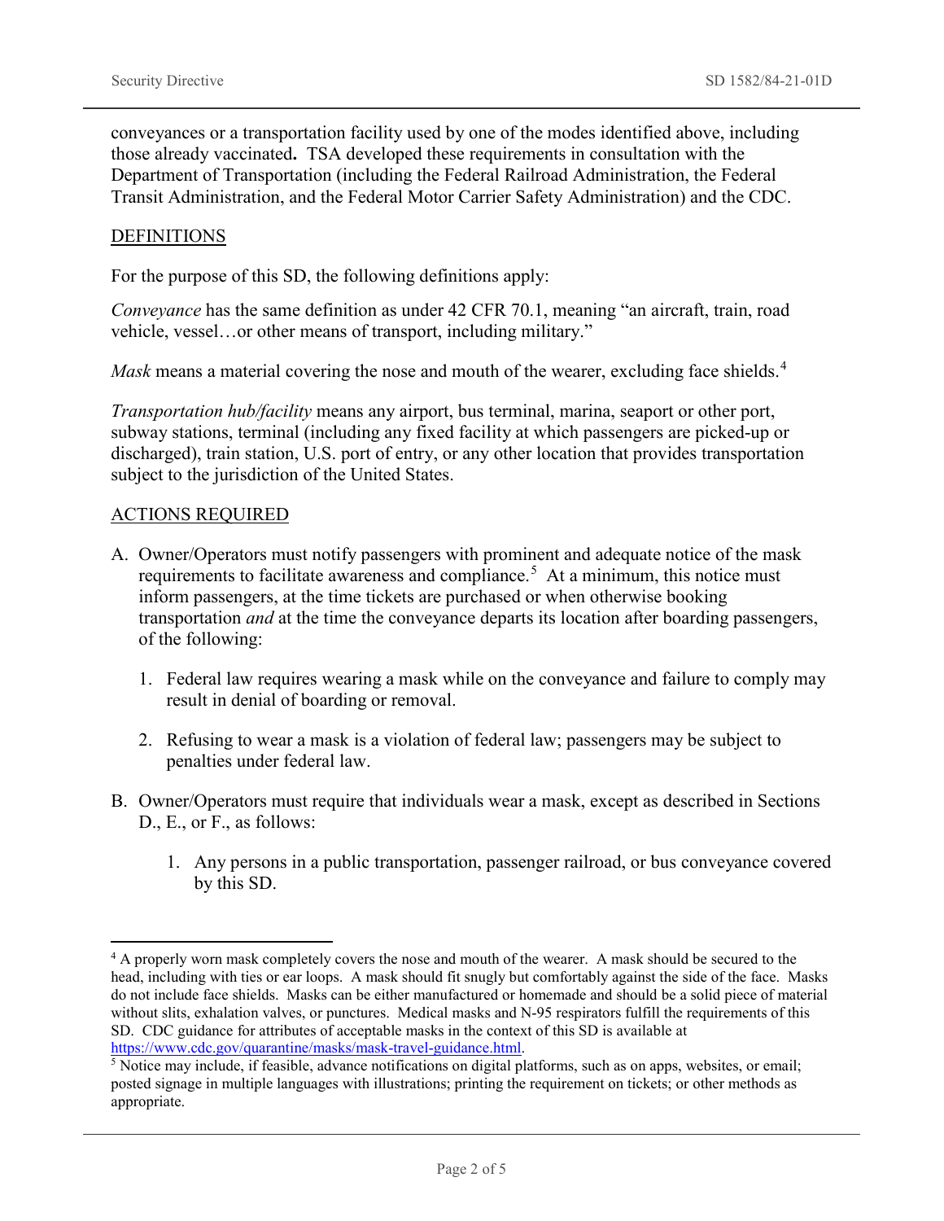conveyances or a transportation facility used by one of the modes identified above, including those already vaccinated**.** TSA developed these requirements in consultation with the Department of Transportation (including the Federal Railroad Administration, the Federal Transit Administration, and the Federal Motor Carrier Safety Administration) and the CDC.

DEFINITIONS

For the purpose of this SD, the following definitions apply:

*Conveyance* has the same definition as under 42 CFR 70.1, meaning "an aircraft, train, road vehicle, vessel…or other means of transport, including military."

*Mask* means a material covering the nose and mouth of the wearer, excluding face shields.[4]

*Transportation hub/facility* means any airport, bus terminal, marina, seaport or other port, subway stations, terminal (including any fixed facility at which passengers are picked-up or discharged), train station, U.S. port of entry, or any other location that provides transportation subject to the jurisdiction of the United States.

ACTIONS REQUIRED

A. Owner/Operators must notify passengers with prominent and adequate notice of the mask requirements to facilitate awareness and compliance.[5] At a minimum, this notice must inform passengers, at the time tickets are purchased or when otherwise booking transportation *and* at the time the conveyance departs its location after boarding passengers, of the following:

   1. Federal law requires wearing a mask while on the conveyance and failure to comply may result in denial of boarding or removal.

   2. Refusing to wear a mask is a violation of federal law; passengers may be subject to penalties under federal law.

B. Owner/Operators must require that individuals wear a mask, except as described in Sections D., E., or F., as follows:

   1. Any persons in a public transportation, passenger railroad, or bus conveyance covered by this SD.

---

[4] A properly worn mask completely covers the nose and mouth of the wearer. A mask should be secured to the head, including with ties or ear loops. A mask should fit snugly but comfortably against the side of the face. Masks do not include face shields. Masks can be either manufactured or homemade and should be a solid piece of material without slits, exhalation valves, or punctures. Medical masks and N-95 respirators fulfill the requirements of this SD. CDC guidance for attributes of acceptable masks in the context of this SD is available at https://www.cdc.gov/quarantine/masks/mask-travel-guidance.html.

[5] Notice may include, if feasible, advance notifications on digital platforms, such as on apps, websites, or email; posted signage in multiple languages with illustrations; printing the requirement on tickets; or other methods as appropriate.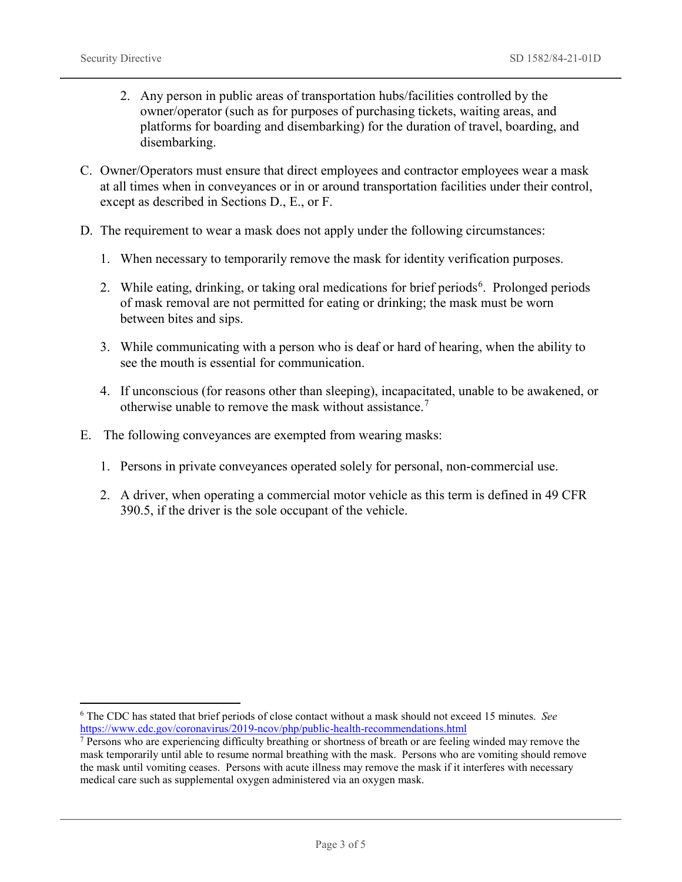2. Any person in public areas of transportation hubs/facilities controlled by the owner/operator (such as for purposes of purchasing tickets, waiting areas, and platforms for boarding and disembarking) for the duration of travel, boarding, and disembarking.

C. Owner/Operators must ensure that direct employees and contractor employees wear a mask at all times when in conveyances or in or around transportation facilities under their control, except as described in Sections D., E., or F.

D. The requirement to wear a mask does not apply under the following circumstances:

1. When necessary to temporarily remove the mask for identity verification purposes.

2. While eating, drinking, or taking oral medications for brief periods[6]. Prolonged periods of mask removal are not permitted for eating or drinking; the mask must be worn between bites and sips.

3. While communicating with a person who is deaf or hard of hearing, when the ability to see the mouth is essential for communication.

4. If unconscious (for reasons other than sleeping), incapacitated, unable to be awakened, or otherwise unable to remove the mask without assistance.[7]

E. The following conveyances are exempted from wearing masks:

1. Persons in private conveyances operated solely for personal, non-commercial use.

2. A driver, when operating a commercial motor vehicle as this term is defined in 49 CFR 390.5, if the driver is the sole occupant of the vehicle.

---

[6] The CDC has stated that brief periods of close contact without a mask should not exceed 15 minutes. *See* https://www.cdc.gov/coronavirus/2019-ncov/php/public-health-recommendations.html

[7] Persons who are experiencing difficulty breathing or shortness of breath or are feeling winded may remove the mask temporarily until able to resume normal breathing with the mask. Persons who are vomiting should remove the mask until vomiting ceases. Persons with acute illness may remove the mask if it interferes with necessary medical care such as supplemental oxygen administered via an oxygen mask.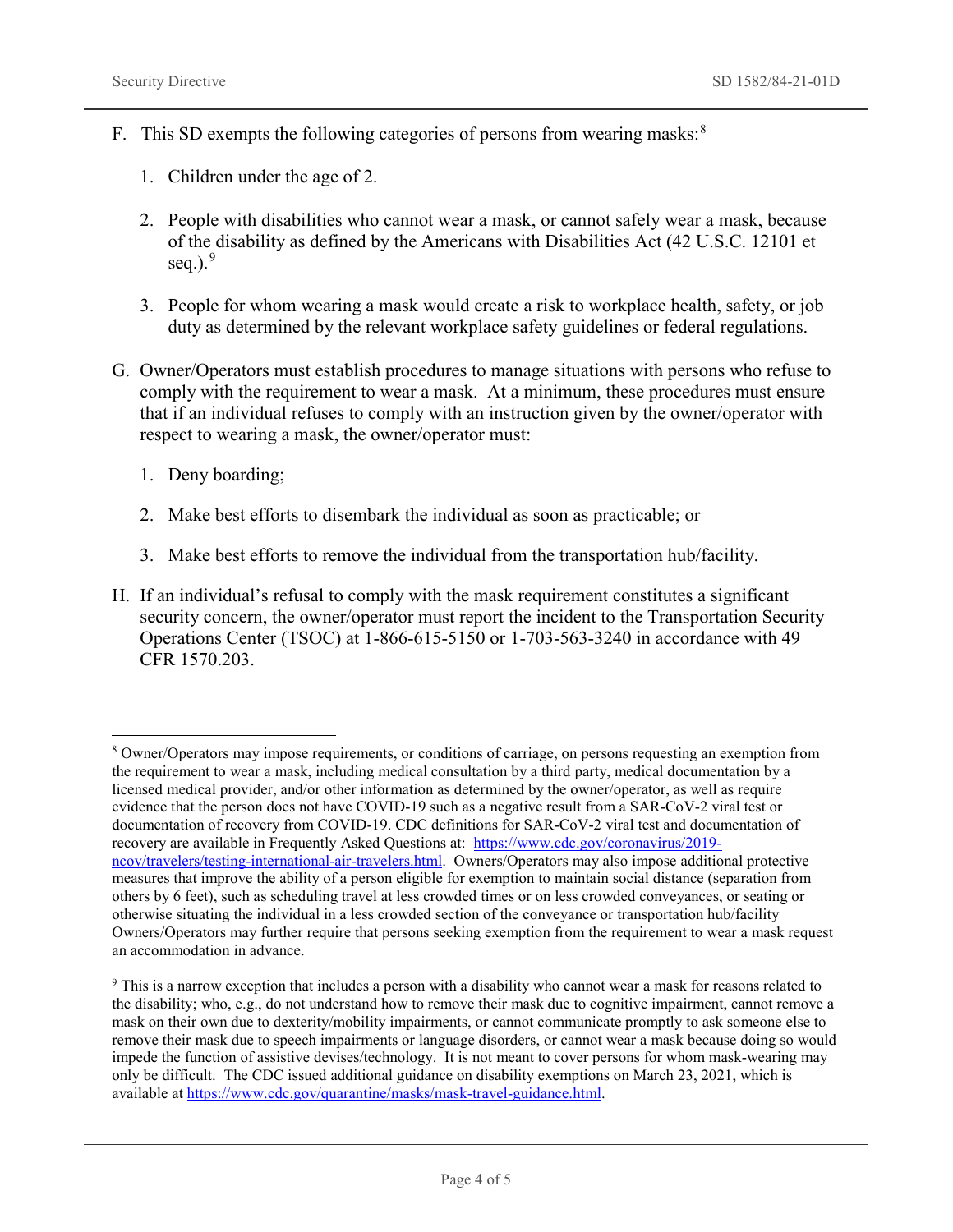F. This SD exempts the following categories of persons from wearing masks:[8]

   1. Children under the age of 2.

   2. People with disabilities who cannot wear a mask, or cannot safely wear a mask, because of the disability as defined by the Americans with Disabilities Act (42 U.S.C. 12101 et seq.).[9]

   3. People for whom wearing a mask would create a risk to workplace health, safety, or job duty as determined by the relevant workplace safety guidelines or federal regulations.

G. Owner/Operators must establish procedures to manage situations with persons who refuse to comply with the requirement to wear a mask. At a minimum, these procedures must ensure that if an individual refuses to comply with an instruction given by the owner/operator with respect to wearing a mask, the owner/operator must:

   1. Deny boarding;

   2. Make best efforts to disembark the individual as soon as practicable; or

   3. Make best efforts to remove the individual from the transportation hub/facility.

H. If an individual's refusal to comply with the mask requirement constitutes a significant security concern, the owner/operator must report the incident to the Transportation Security Operations Center (TSOC) at 1-866-615-5150 or 1-703-563-3240 in accordance with 49 CFR 1570.203.

---

[8] Owner/Operators may impose requirements, or conditions of carriage, on persons requesting an exemption from the requirement to wear a mask, including medical consultation by a third party, medical documentation by a licensed medical provider, and/or other information as determined by the owner/operator, as well as require evidence that the person does not have COVID-19 such as a negative result from a SAR-CoV-2 viral test or documentation of recovery from COVID-19. CDC definitions for SAR-CoV-2 viral test and documentation of recovery are available in Frequently Asked Questions at: [https://www.cdc.gov/coronavirus/2019-ncov/travelers/testing-international-air-travelers.html](https://www.cdc.gov/coronavirus/2019-ncov/travelers/testing-international-air-travelers.html). Owners/Operators may also impose additional protective measures that improve the ability of a person eligible for exemption to maintain social distance (separation from others by 6 feet), such as scheduling travel at less crowded times or on less crowded conveyances, or seating or otherwise situating the individual in a less crowded section of the conveyance or transportation hub/facility Owners/Operators may further require that persons seeking exemption from the requirement to wear a mask request an accommodation in advance.

[9] This is a narrow exception that includes a person with a disability who cannot wear a mask for reasons related to the disability; who, e.g., do not understand how to remove their mask due to cognitive impairment, cannot remove a mask on their own due to dexterity/mobility impairments, or cannot communicate promptly to ask someone else to remove their mask due to speech impairments or language disorders, or cannot wear a mask because doing so would impede the function of assistive devises/technology. It is not meant to cover persons for whom mask-wearing may only be difficult. The CDC issued additional guidance on disability exemptions on March 23, 2021, which is available at [https://www.cdc.gov/quarantine/masks/mask-travel-guidance.html](https://www.cdc.gov/quarantine/masks/mask-travel-guidance.html).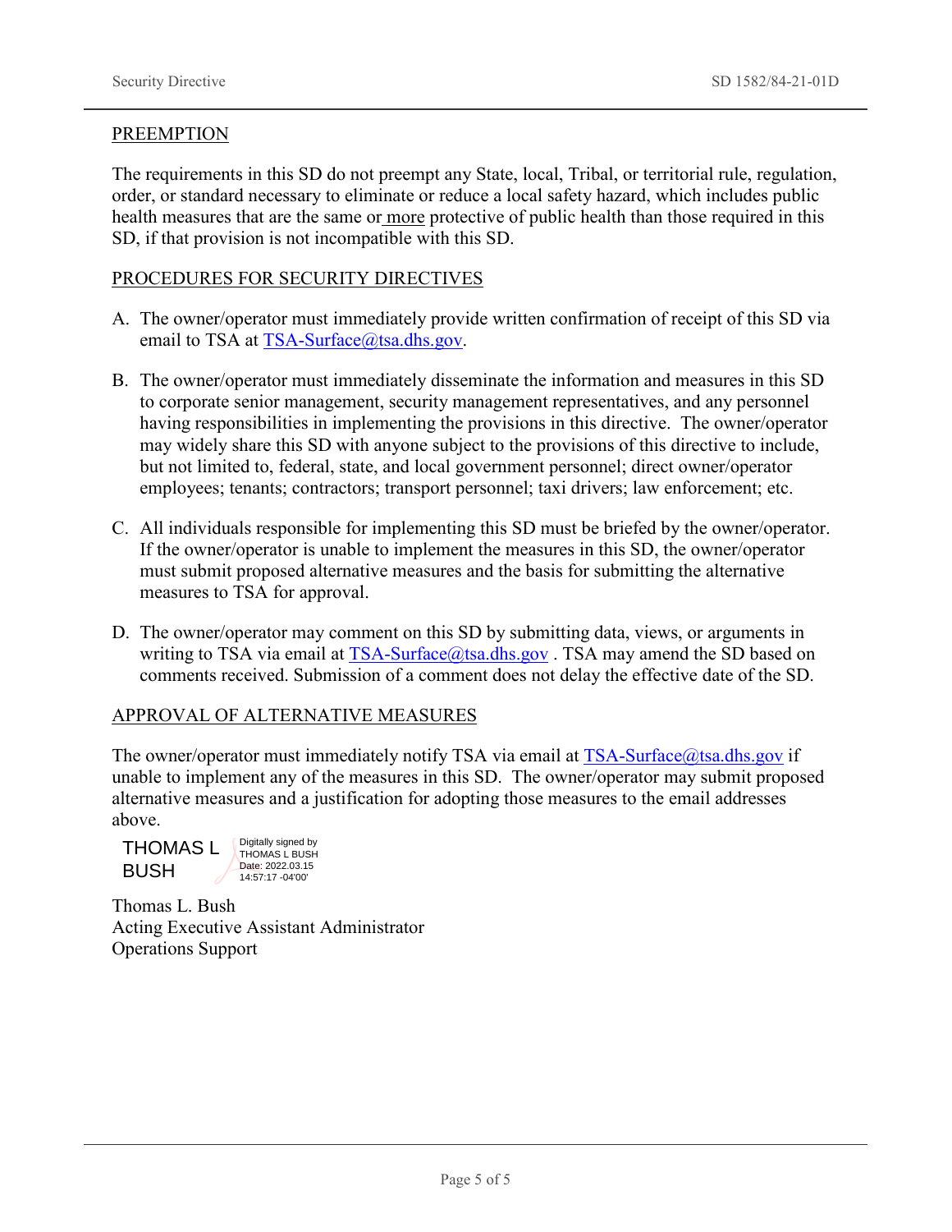## PREEMPTION

The requirements in this SD do not preempt any State, local, Tribal, or territorial rule, regulation, order, or standard necessary to eliminate or reduce a local safety hazard, which includes public health measures that are the same or more protective of public health than those required in this SD, if that provision is not incompatible with this SD.

## PROCEDURES FOR SECURITY DIRECTIVES

A. The owner/operator must immediately provide written confirmation of receipt of this SD via email to TSA at TSA-Surface@tsa.dhs.gov.

B. The owner/operator must immediately disseminate the information and measures in this SD to corporate senior management, security management representatives, and any personnel having responsibilities in implementing the provisions in this directive. The owner/operator may widely share this SD with anyone subject to the provisions of this directive to include, but not limited to, federal, state, and local government personnel; direct owner/operator employees; tenants; contractors; transport personnel; taxi drivers; law enforcement; etc.

C. All individuals responsible for implementing this SD must be briefed by the owner/operator. If the owner/operator is unable to implement the measures in this SD, the owner/operator must submit proposed alternative measures and the basis for submitting the alternative measures to TSA for approval.

D. The owner/operator may comment on this SD by submitting data, views, or arguments in writing to TSA via email at TSA-Surface@tsa.dhs.gov . TSA may amend the SD based on comments received. Submission of a comment does not delay the effective date of the SD.

## APPROVAL OF ALTERNATIVE MEASURES

The owner/operator must immediately notify TSA via email at TSA-Surface@tsa.dhs.gov if unable to implement any of the measures in this SD. The owner/operator may submit proposed alternative measures and a justification for adopting those measures to the email addresses above.

THOMAS L BUSH

Digitally signed by THOMAS L BUSH
Date: 2022.03.15 14:57:17 -04'00'

Thomas L. Bush
Acting Executive Assistant Administrator
Operations Support